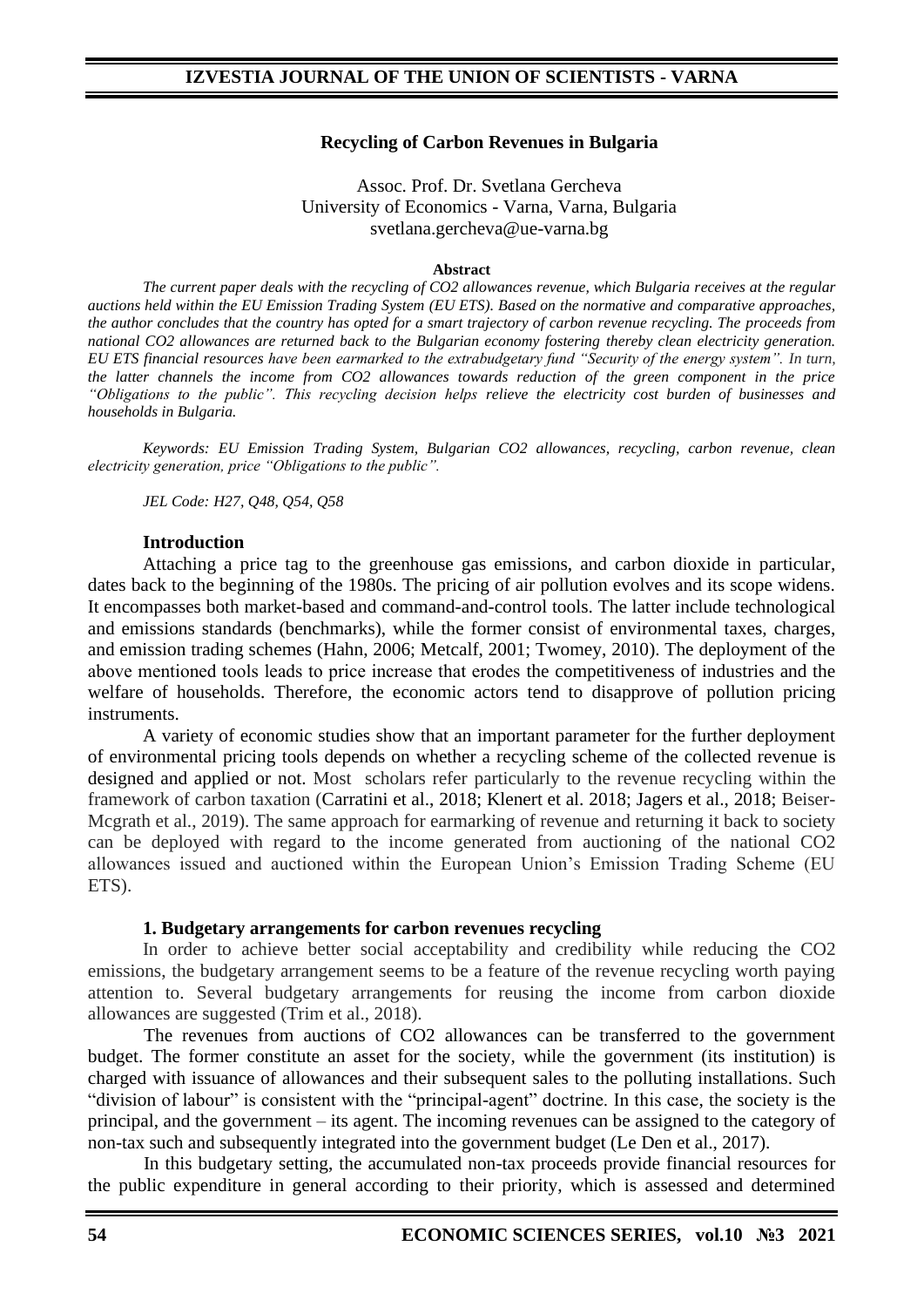# Recycling of Carbon Revenues in Bulgaria

Assoc. Prof. Dr. Svetlana Gercheva
University of Economics - Varna, Varna, Bulgaria
svetlana.gercheva@ue-varna.bg

**Abstract**

*The current paper deals with the recycling of CO2 allowances revenue, which Bulgaria receives at the regular auctions held within the EU Emission Trading System (EU ETS). Based on the normative and comparative approaches, the author concludes that the country has opted for a smart trajectory of carbon revenue recycling. The proceeds from national CO2 allowances are returned back to the Bulgarian economy fostering thereby clean electricity generation. EU ETS financial resources have been earmarked to the extrabudgetary fund "Security of the energy system". In turn, the latter channels the income from CO2 allowances towards reduction of the green component in the price "Obligations to the public". This recycling decision helps relieve the electricity cost burden of businesses and households in Bulgaria.*

*Keywords: EU Emission Trading System, Bulgarian CO2 allowances, recycling, carbon revenue, clean electricity generation, price "Obligations to the public".*

*JEL Code: H27, Q48, Q54, Q58*

## Introduction

Attaching a price tag to the greenhouse gas emissions, and carbon dioxide in particular, dates back to the beginning of the 1980s. The pricing of air pollution evolves and its scope widens. It encompasses both market-based and command-and-control tools. The latter include technological and emissions standards (benchmarks), while the former consist of environmental taxes, charges, and emission trading schemes (Hahn, 2006; Metcalf, 2001; Twomey, 2010). The deployment of the above mentioned tools leads to price increase that erodes the competitiveness of industries and the welfare of households. Therefore, the economic actors tend to disapprove of pollution pricing instruments.

A variety of economic studies show that an important parameter for the further deployment of environmental pricing tools depends on whether a recycling scheme of the collected revenue is designed and applied or not. Most scholars refer particularly to the revenue recycling within the framework of carbon taxation (Carratini et al., 2018; Klenert et al. 2018; Jagers et al., 2018; Beiser-Mcgrath et al., 2019). The same approach for earmarking of revenue and returning it back to society can be deployed with regard to the income generated from auctioning of the national CO2 allowances issued and auctioned within the European Union's Emission Trading Scheme (EU ETS).

## 1. Budgetary arrangements for carbon revenues recycling

In order to achieve better social acceptability and credibility while reducing the CO2 emissions, the budgetary arrangement seems to be a feature of the revenue recycling worth paying attention to. Several budgetary arrangements for reusing the income from carbon dioxide allowances are suggested (Trim et al., 2018).

The revenues from auctions of CO2 allowances can be transferred to the government budget. The former constitute an asset for the society, while the government (its institution) is charged with issuance of allowances and their subsequent sales to the polluting installations. Such "division of labour" is consistent with the "principal-agent" doctrine. In this case, the society is the principal, and the government – its agent. The incoming revenues can be assigned to the category of non-tax such and subsequently integrated into the government budget (Le Den et al., 2017).

In this budgetary setting, the accumulated non-tax proceeds provide financial resources for the public expenditure in general according to their priority, which is assessed and determined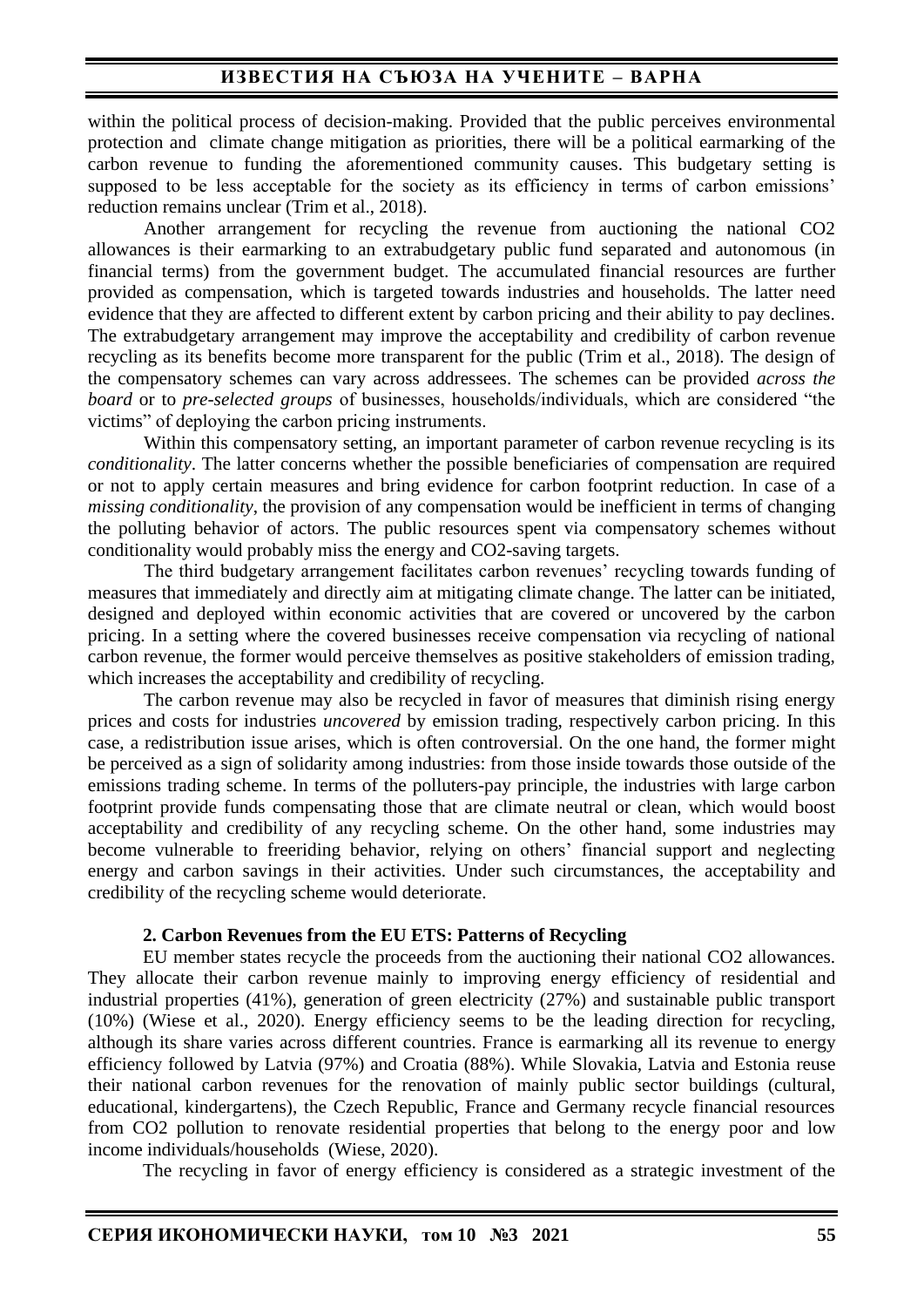within the political process of decision-making. Provided that the public perceives environmental protection and climate change mitigation as priorities, there will be a political earmarking of the carbon revenue to funding the aforementioned community causes. This budgetary setting is supposed to be less acceptable for the society as its efficiency in terms of carbon emissions' reduction remains unclear (Trim et al., 2018).

Another arrangement for recycling the revenue from auctioning the national $CO_2$ allowances is their earmarking to an extrabudgetary public fund separated and autonomous (in financial terms) from the government budget. The accumulated financial resources are further provided as compensation, which is targeted towards industries and households. The latter need evidence that they are affected to different extent by carbon pricing and their ability to pay declines. The extrabudgetary arrangement may improve the acceptability and credibility of carbon revenue recycling as its benefits become more transparent for the public (Trim et al., 2018). The design of the compensatory schemes can vary across addressees. The schemes can be provided *across the board* or to *pre-selected groups* of businesses, households/individuals, which are considered "the victims" of deploying the carbon pricing instruments.

Within this compensatory setting, an important parameter of carbon revenue recycling is its *conditionality*. The latter concerns whether the possible beneficiaries of compensation are required or not to apply certain measures and bring evidence for carbon footprint reduction. In case of a *missing conditionality*, the provision of any compensation would be inefficient in terms of changing the polluting behavior of actors. The public resources spent via compensatory schemes without conditionality would probably miss the energy and $CO_2$-saving targets.

The third budgetary arrangement facilitates carbon revenues' recycling towards funding of measures that immediately and directly aim at mitigating climate change. The latter can be initiated, designed and deployed within economic activities that are covered or uncovered by the carbon pricing. In a setting where the covered businesses receive compensation via recycling of national carbon revenue, the former would perceive themselves as positive stakeholders of emission trading, which increases the acceptability and credibility of recycling.

The carbon revenue may also be recycled in favor of measures that diminish rising energy prices and costs for industries *uncovered* by emission trading, respectively carbon pricing. In this case, a redistribution issue arises, which is often controversial. On the one hand, the former might be perceived as a sign of solidarity among industries: from those inside towards those outside of the emissions trading scheme. In terms of the polluters-pay principle, the industries with large carbon footprint provide funds compensating those that are climate neutral or clean, which would boost acceptability and credibility of any recycling scheme. On the other hand, some industries may become vulnerable to freeriding behavior, relying on others' financial support and neglecting energy and carbon savings in their activities. Under such circumstances, the acceptability and credibility of the recycling scheme would deteriorate.

## 2. Carbon Revenues from the EU ETS: Patterns of Recycling

EU member states recycle the proceeds from the auctioning their national $CO_2$ allowances. They allocate their carbon revenue mainly to improving energy efficiency of residential and industrial properties (41%), generation of green electricity (27%) and sustainable public transport (10%) (Wiese et al., 2020). Energy efficiency seems to be the leading direction for recycling, although its share varies across different countries. France is earmarking all its revenue to energy efficiency followed by Latvia (97%) and Croatia (88%). While Slovakia, Latvia and Estonia reuse their national carbon revenues for the renovation of mainly public sector buildings (cultural, educational, kindergartens), the Czech Republic, France and Germany recycle financial resources from $CO_2$ pollution to renovate residential properties that belong to the energy poor and low income individuals/households (Wiese, 2020).

The recycling in favor of energy efficiency is considered as a strategic investment of the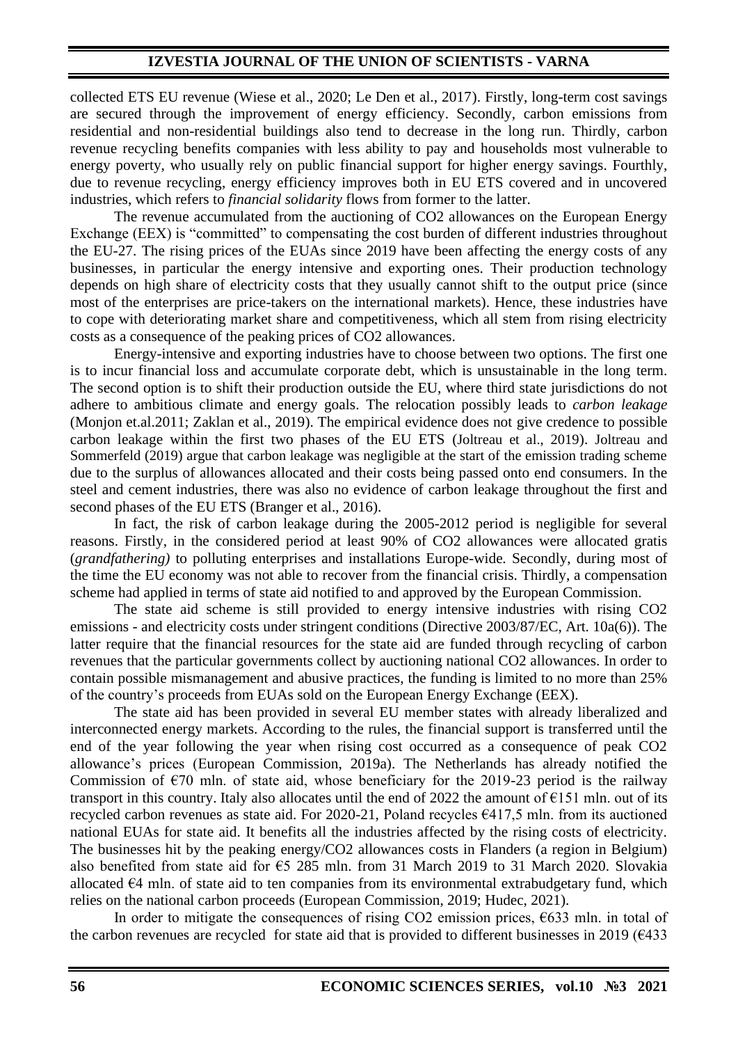collected ETS EU revenue (Wiese et al., 2020; Le Den et al., 2017). Firstly, long-term cost savings are secured through the improvement of energy efficiency. Secondly, carbon emissions from residential and non-residential buildings also tend to decrease in the long run. Thirdly, carbon revenue recycling benefits companies with less ability to pay and households most vulnerable to energy poverty, who usually rely on public financial support for higher energy savings. Fourthly, due to revenue recycling, energy efficiency improves both in EU ETS covered and in uncovered industries, which refers to *financial solidarity* flows from former to the latter.

The revenue accumulated from the auctioning of CO2 allowances on the European Energy Exchange (EEX) is "committed" to compensating the cost burden of different industries throughout the EU-27. The rising prices of the EUAs since 2019 have been affecting the energy costs of any businesses, in particular the energy intensive and exporting ones. Their production technology depends on high share of electricity costs that they usually cannot shift to the output price (since most of the enterprises are price-takers on the international markets). Hence, these industries have to cope with deteriorating market share and competitiveness, which all stem from rising electricity costs as a consequence of the peaking prices of CO2 allowances.

Energy-intensive and exporting industries have to choose between two options. The first one is to incur financial loss and accumulate corporate debt, which is unsustainable in the long term. The second option is to shift their production outside the EU, where third state jurisdictions do not adhere to ambitious climate and energy goals. The relocation possibly leads to *carbon leakage* (Monjon et.al.2011; Zaklan et al., 2019). The empirical evidence does not give credence to possible carbon leakage within the first two phases of the EU ETS (Joltreau et al., 2019). Joltreau and Sommerfeld (2019) argue that carbon leakage was negligible at the start of the emission trading scheme due to the surplus of allowances allocated and their costs being passed onto end consumers. In the steel and cement industries, there was also no evidence of carbon leakage throughout the first and second phases of the EU ETS (Branger et al., 2016).

In fact, the risk of carbon leakage during the 2005-2012 period is negligible for several reasons. Firstly, in the considered period at least 90% of CO2 allowances were allocated gratis (*grandfathering)* to polluting enterprises and installations Europe-wide. Secondly, during most of the time the EU economy was not able to recover from the financial crisis. Thirdly, a compensation scheme had applied in terms of state aid notified to and approved by the European Commission.

The state aid scheme is still provided to energy intensive industries with rising CO2 emissions - and electricity costs under stringent conditions (Directive 2003/87/EC, Art. 10a(6)). The latter require that the financial resources for the state aid are funded through recycling of carbon revenues that the particular governments collect by auctioning national CO2 allowances. In order to contain possible mismanagement and abusive practices, the funding is limited to no more than 25% of the country's proceeds from EUAs sold on the European Energy Exchange (EEX).

The state aid has been provided in several EU member states with already liberalized and interconnected energy markets. According to the rules, the financial support is transferred until the end of the year following the year when rising cost occurred as a consequence of peak CO2 allowance's prices (European Commission, 2019a). The Netherlands has already notified the Commission of €70 mln. of state aid, whose beneficiary for the 2019-23 period is the railway transport in this country. Italy also allocates until the end of 2022 the amount of €151 mln. out of its recycled carbon revenues as state aid. For 2020-21, Poland recycles €417,5 mln. from its auctioned national EUAs for state aid. It benefits all the industries affected by the rising costs of electricity. The businesses hit by the peaking energy/CO2 allowances costs in Flanders (a region in Belgium) also benefited from state aid for €5 285 mln. from 31 March 2019 to 31 March 2020. Slovakia allocated €4 mln. of state aid to ten companies from its environmental extrabudgetary fund, which relies on the national carbon proceeds (European Commission, 2019; Hudec, 2021).

In order to mitigate the consequences of rising CO2 emission prices, €633 mln. in total of the carbon revenues are recycled for state aid that is provided to different businesses in 2019 (€433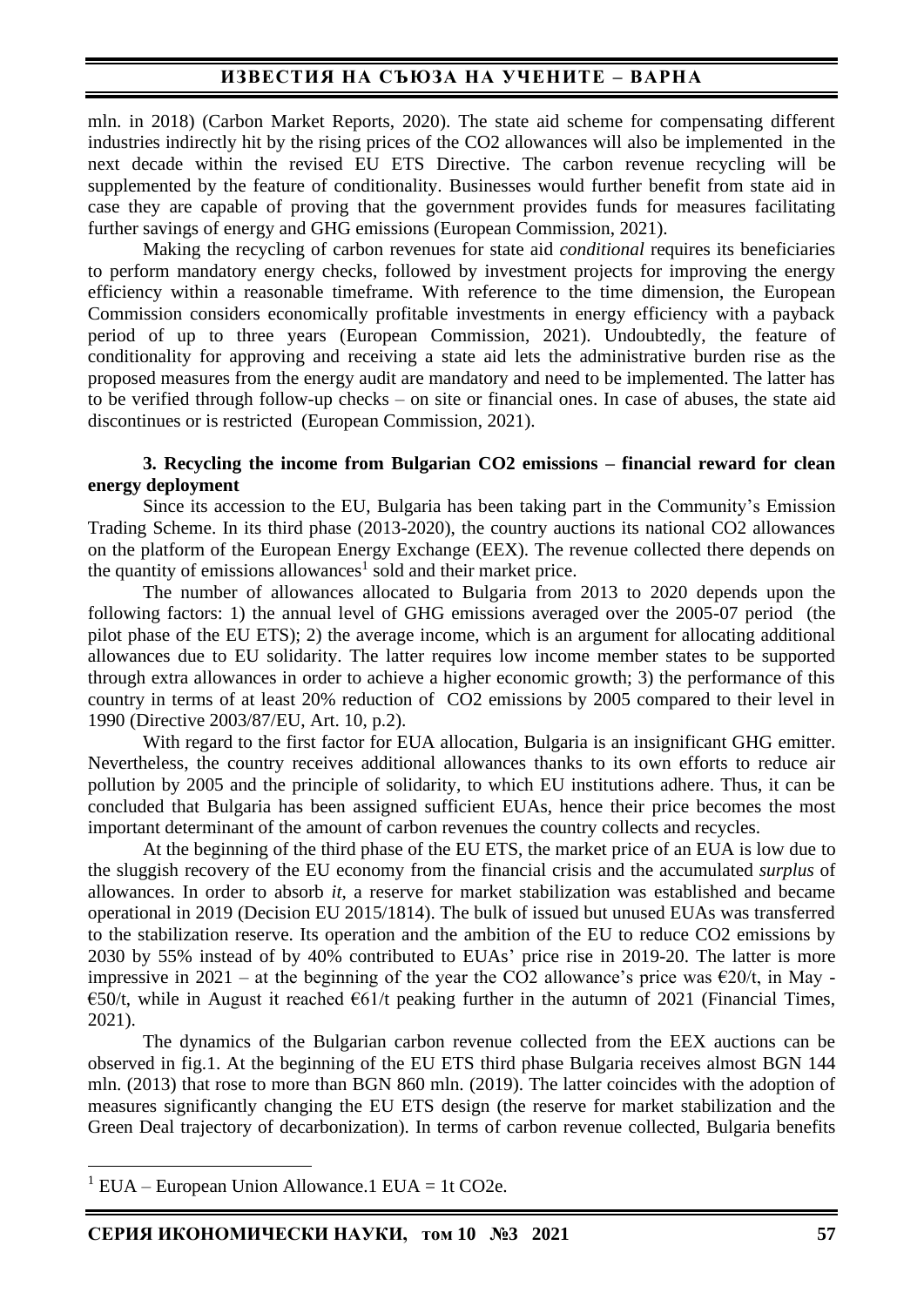mln. in 2018) (Carbon Market Reports, 2020). The state aid scheme for compensating different industries indirectly hit by the rising prices of the CO2 allowances will also be implemented in the next decade within the revised EU ETS Directive. The carbon revenue recycling will be supplemented by the feature of conditionality. Businesses would further benefit from state aid in case they are capable of proving that the government provides funds for measures facilitating further savings of energy and GHG emissions (European Commission, 2021).

Making the recycling of carbon revenues for state aid *conditional* requires its beneficiaries to perform mandatory energy checks, followed by investment projects for improving the energy efficiency within a reasonable timeframe. With reference to the time dimension, the European Commission considers economically profitable investments in energy efficiency with a payback period of up to three years (European Commission, 2021). Undoubtedly, the feature of conditionality for approving and receiving a state aid lets the administrative burden rise as the proposed measures from the energy audit are mandatory and need to be implemented. The latter has to be verified through follow-up checks – on site or financial ones. In case of abuses, the state aid discontinues or is restricted (European Commission, 2021).

**3. Recycling the income from Bulgarian CO2 emissions – financial reward for clean energy deployment**

Since its accession to the EU, Bulgaria has been taking part in the Community's Emission Trading Scheme. In its third phase (2013-2020), the country auctions its national CO2 allowances on the platform of the European Energy Exchange (EEX). The revenue collected there depends on the quantity of emissions allowances[1] sold and their market price.

The number of allowances allocated to Bulgaria from 2013 to 2020 depends upon the following factors: 1) the annual level of GHG emissions averaged over the 2005-07 period (the pilot phase of the EU ETS); 2) the average income, which is an argument for allocating additional allowances due to EU solidarity. The latter requires low income member states to be supported through extra allowances in order to achieve a higher economic growth; 3) the performance of this country in terms of at least 20% reduction of CO2 emissions by 2005 compared to their level in 1990 (Directive 2003/87/EU, Art. 10, p.2).

With regard to the first factor for EUA allocation, Bulgaria is an insignificant GHG emitter. Nevertheless, the country receives additional allowances thanks to its own efforts to reduce air pollution by 2005 and the principle of solidarity, to which EU institutions adhere. Thus, it can be concluded that Bulgaria has been assigned sufficient EUAs, hence their price becomes the most important determinant of the amount of carbon revenues the country collects and recycles.

At the beginning of the third phase of the EU ETS, the market price of an EUA is low due to the sluggish recovery of the EU economy from the financial crisis and the accumulated *surplus* of allowances. In order to absorb *it*, a reserve for market stabilization was established and became operational in 2019 (Decision EU 2015/1814). The bulk of issued but unused EUAs was transferred to the stabilization reserve. Its operation and the ambition of the EU to reduce CO2 emissions by 2030 by 55% instead of by 40% contributed to EUAs' price rise in 2019-20. The latter is more impressive in 2021 – at the beginning of the year the CO2 allowance's price was €20/t, in May - €50/t, while in August it reached €61/t peaking further in the autumn of 2021 (Financial Times, 2021).

The dynamics of the Bulgarian carbon revenue collected from the EEX auctions can be observed in fig.1. At the beginning of the EU ETS third phase Bulgaria receives almost BGN 144 mln. (2013) that rose to more than BGN 860 mln. (2019). The latter coincides with the adoption of measures significantly changing the EU ETS design (the reserve for market stabilization and the Green Deal trajectory of decarbonization). In terms of carbon revenue collected, Bulgaria benefits

[1] EUA – European Union Allowance.1 EUA = 1t CO2e.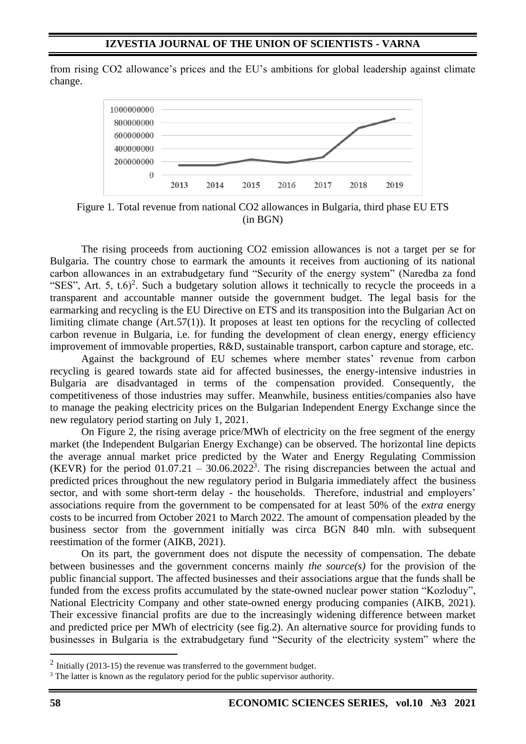from rising CO2 allowance's prices and the EU's ambitions for global leadership against climate change.

Figure 1. Total revenue from national CO2 allowances in Bulgaria, third phase EU ETS (in BGN)

The rising proceeds from auctioning CO2 emission allowances is not a target per se for Bulgaria. The country chose to earmark the amounts it receives from auctioning of its national carbon allowances in an extrabudgetary fund "Security of the energy system" (Naredba za fond "SES", Art. 5, t.6)[2]. Such a budgetary solution allows it technically to recycle the proceeds in a transparent and accountable manner outside the government budget. The legal basis for the earmarking and recycling is the EU Directive on ETS and its transposition into the Bulgarian Act on limiting climate change (Art.57(1)). It proposes at least ten options for the recycling of collected carbon revenue in Bulgaria, i.e. for funding the development of clean energy, energy efficiency improvement of immovable properties, R&D, sustainable transport, carbon capture and storage, etc.

Against the background of EU schemes where member states' revenue from carbon recycling is geared towards state aid for affected businesses, the energy-intensive industries in Bulgaria are disadvantaged in terms of the compensation provided. Consequently, the competitiveness of those industries may suffer. Meanwhile, business entities/companies also have to manage the peaking electricity prices on the Bulgarian Independent Energy Exchange since the new regulatory period starting on July 1, 2021.

On Figure 2, the rising average price/MWh of electricity on the free segment of the energy market (the Independent Bulgarian Energy Exchange) can be observed. The horizontal line depicts the average annual market price predicted by the Water and Energy Regulating Commission (KEVR) for the period 01.07.21 – 30.06.2022[3]. The rising discrepancies between the actual and predicted prices throughout the new regulatory period in Bulgaria immediately affect the business sector, and with some short-term delay - the households. Therefore, industrial and employers' associations require from the government to be compensated for at least 50% of the *extra* energy costs to be incurred from October 2021 to March 2022. The amount of compensation pleaded by the business sector from the government initially was circa BGN 840 mln. with subsequent reestimation of the former (AIKB, 2021).

On its part, the government does not dispute the necessity of compensation. The debate between businesses and the government concerns mainly *the source(s)* for the provision of the public financial support. The affected businesses and their associations argue that the funds shall be funded from the excess profits accumulated by the state-owned nuclear power station "Kozloduy", National Electricity Company and other state-owned energy producing companies (AIKB, 2021). Their excessive financial profits are due to the increasingly widening difference between market and predicted price per MWh of electricity (see fig.2). An alternative source for providing funds to businesses in Bulgaria is the extrabudgetary fund "Security of the electricity system" where the

[2] Initially (2013-15) the revenue was transferred to the government budget.

[3] The latter is known as the regulatory period for the public supervisor authority.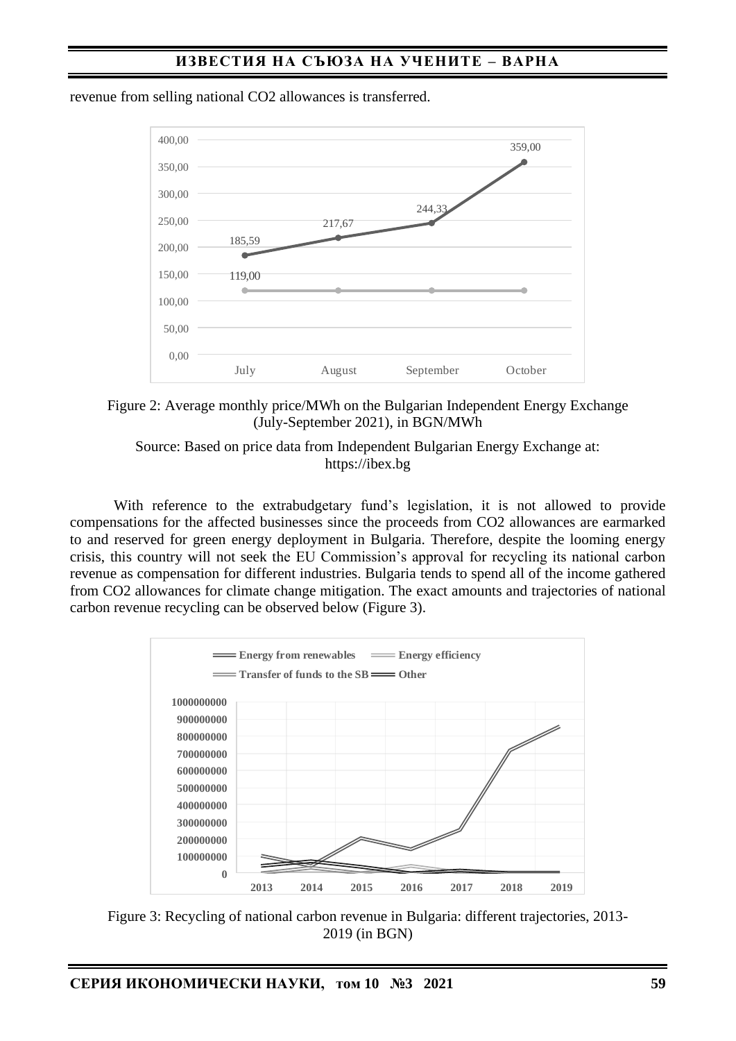revenue from selling national $CO_2$ allowances is transferred.

Figure 2: Average monthly price/MWh on the Bulgarian Independent Energy Exchange (July-September 2021), in BGN/MWh

Source: Based on price data from Independent Bulgarian Energy Exchange at: https://ibex.bg

With reference to the extrabudgetary fund's legislation, it is not allowed to provide compensations for the affected businesses since the proceeds from $CO_2$ allowances are earmarked to and reserved for green energy deployment in Bulgaria. Therefore, despite the looming energy crisis, this country will not seek the EU Commission's approval for recycling its national carbon revenue as compensation for different industries. Bulgaria tends to spend all of the income gathered from $CO_2$ allowances for climate change mitigation. The exact amounts and trajectories of national carbon revenue recycling can be observed below (Figure 3).

Figure 3: Recycling of national carbon revenue in Bulgaria: different trajectories, 2013-2019 (in BGN)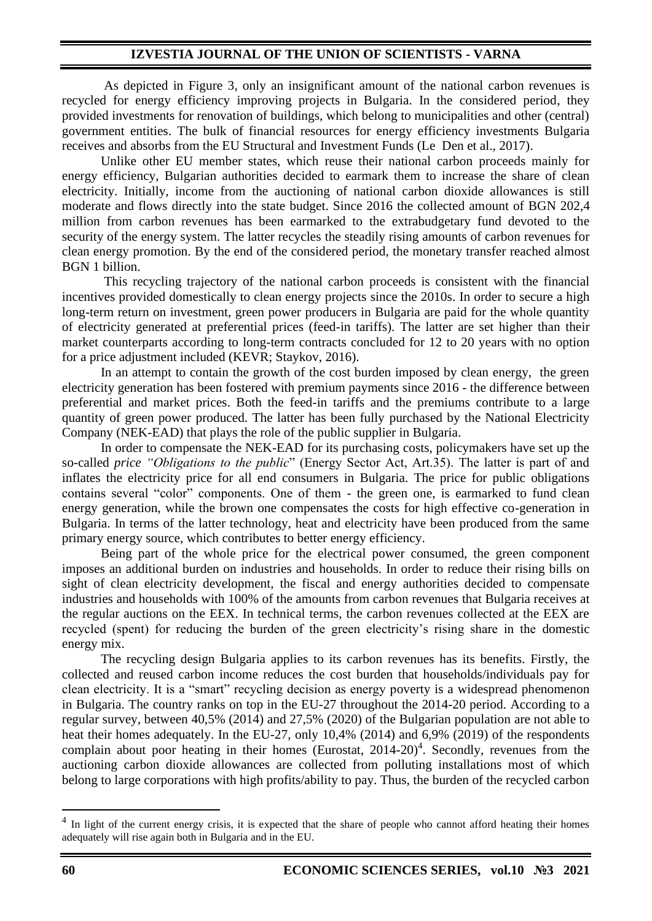As depicted in Figure 3, only an insignificant amount of the national carbon revenues is recycled for energy efficiency improving projects in Bulgaria. In the considered period, they provided investments for renovation of buildings, which belong to municipalities and other (central) government entities. The bulk of financial resources for energy efficiency investments Bulgaria receives and absorbs from the EU Structural and Investment Funds (Le Den et al., 2017).

Unlike other EU member states, which reuse their national carbon proceeds mainly for energy efficiency, Bulgarian authorities decided to earmark them to increase the share of clean electricity. Initially, income from the auctioning of national carbon dioxide allowances is still moderate and flows directly into the state budget. Since 2016 the collected amount of BGN 202,4 million from carbon revenues has been earmarked to the extrabudgetary fund devoted to the security of the energy system. The latter recycles the steadily rising amounts of carbon revenues for clean energy promotion. By the end of the considered period, the monetary transfer reached almost BGN 1 billion.

This recycling trajectory of the national carbon proceeds is consistent with the financial incentives provided domestically to clean energy projects since the 2010s. In order to secure a high long-term return on investment, green power producers in Bulgaria are paid for the whole quantity of electricity generated at preferential prices (feed-in tariffs). The latter are set higher than their market counterparts according to long-term contracts concluded for 12 to 20 years with no option for a price adjustment included (KEVR; Staykov, 2016).

In an attempt to contain the growth of the cost burden imposed by clean energy, the green electricity generation has been fostered with premium payments since 2016 - the difference between preferential and market prices. Both the feed-in tariffs and the premiums contribute to a large quantity of green power produced. The latter has been fully purchased by the National Electricity Company (NEK-EAD) that plays the role of the public supplier in Bulgaria.

In order to compensate the NEK-EAD for its purchasing costs, policymakers have set up the so-called *price "Obligations to the public*" (Energy Sector Act, Art.35). The latter is part of and inflates the electricity price for all end consumers in Bulgaria. The price for public obligations contains several "color" components. One of them - the green one, is earmarked to fund clean energy generation, while the brown one compensates the costs for high effective co-generation in Bulgaria. In terms of the latter technology, heat and electricity have been produced from the same primary energy source, which contributes to better energy efficiency.

Being part of the whole price for the electrical power consumed, the green component imposes an additional burden on industries and households. In order to reduce their rising bills on sight of clean electricity development, the fiscal and energy authorities decided to compensate industries and households with 100% of the amounts from carbon revenues that Bulgaria receives at the regular auctions on the EEX. In technical terms, the carbon revenues collected at the EEX are recycled (spent) for reducing the burden of the green electricity's rising share in the domestic energy mix.

The recycling design Bulgaria applies to its carbon revenues has its benefits. Firstly, the collected and reused carbon income reduces the cost burden that households/individuals pay for clean electricity. It is a "smart" recycling decision as energy poverty is a widespread phenomenon in Bulgaria. The country ranks on top in the EU-27 throughout the 2014-20 period. According to a regular survey, between 40,5% (2014) and 27,5% (2020) of the Bulgarian population are not able to heat their homes adequately. In the EU-27, only 10,4% (2014) and 6,9% (2019) of the respondents complain about poor heating in their homes (Eurostat, 2014-20)[4]. Secondly, revenues from the auctioning carbon dioxide allowances are collected from polluting installations most of which belong to large corporations with high profits/ability to pay. Thus, the burden of the recycled carbon

[4] In light of the current energy crisis, it is expected that the share of people who cannot afford heating their homes adequately will rise again both in Bulgaria and in the EU.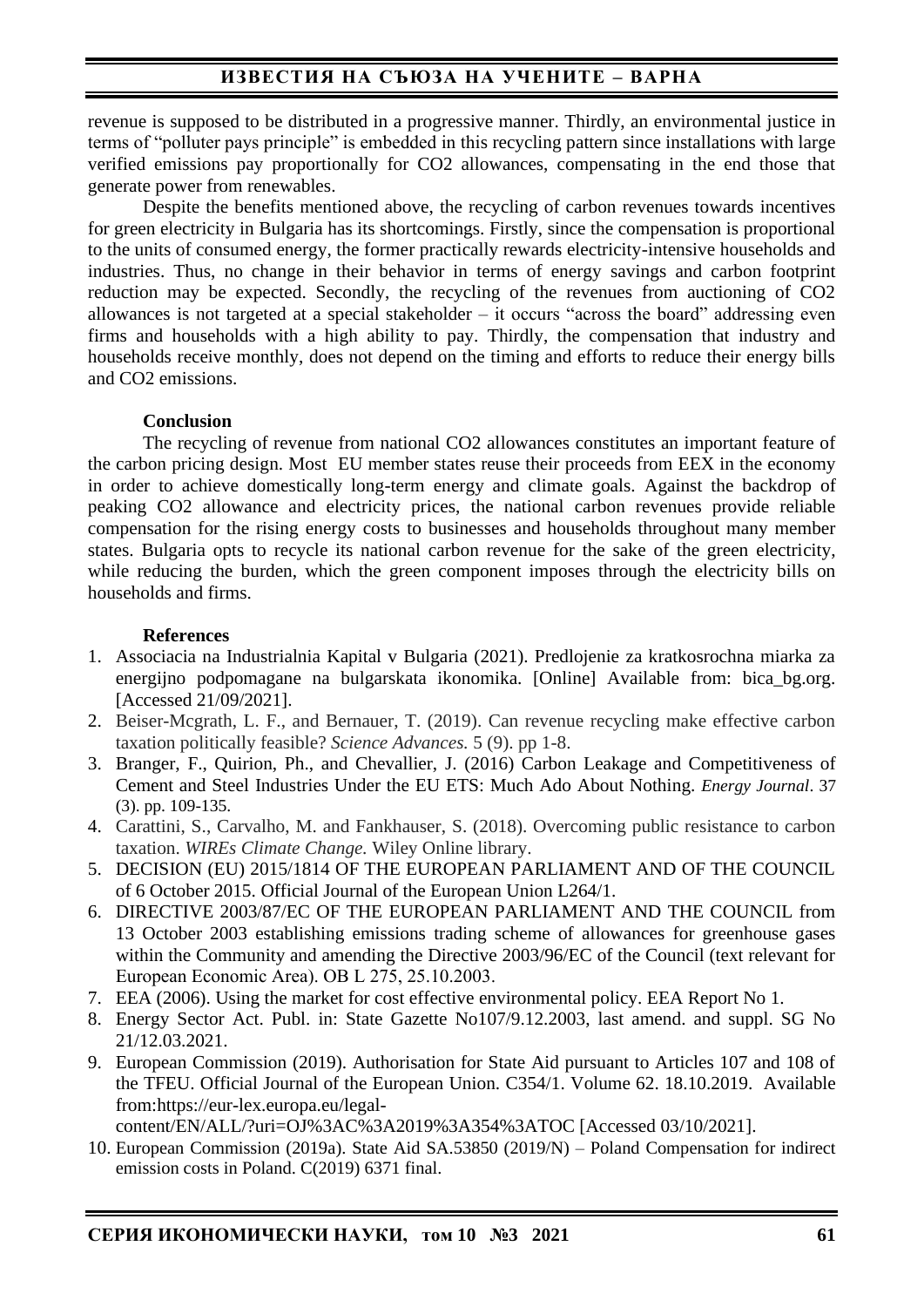revenue is supposed to be distributed in a progressive manner. Thirdly, an environmental justice in terms of "polluter pays principle" is embedded in this recycling pattern since installations with large verified emissions pay proportionally for CO2 allowances, compensating in the end those that generate power from renewables.

Despite the benefits mentioned above, the recycling of carbon revenues towards incentives for green electricity in Bulgaria has its shortcomings. Firstly, since the compensation is proportional to the units of consumed energy, the former practically rewards electricity-intensive households and industries. Thus, no change in their behavior in terms of energy savings and carbon footprint reduction may be expected. Secondly, the recycling of the revenues from auctioning of CO2 allowances is not targeted at a special stakeholder – it occurs "across the board" addressing even firms and households with a high ability to pay. Thirdly, the compensation that industry and households receive monthly, does not depend on the timing and efforts to reduce their energy bills and CO2 emissions.

**Conclusion**

The recycling of revenue from national CO2 allowances constitutes an important feature of the carbon pricing design. Most EU member states reuse their proceeds from EEX in the economy in order to achieve domestically long-term energy and climate goals. Against the backdrop of peaking CO2 allowance and electricity prices, the national carbon revenues provide reliable compensation for the rising energy costs to businesses and households throughout many member states. Bulgaria opts to recycle its national carbon revenue for the sake of the green electricity, while reducing the burden, which the green component imposes through the electricity bills on households and firms.

**References**

1. Associacia na Industrialnia Kapital v Bulgaria (2021). Predlojenie za kratkosrochna miarka za energijno podpomagane na bulgarskata ikonomika. [Online] Available from: bica_bg.org. [Accessed 21/09/2021].
2. Beiser-Mcgrath, L. F., and Bernauer, T. (2019). Can revenue recycling make effective carbon taxation politically feasible? *Science Advances.* 5 (9). pp 1-8.
3. Branger, F., Quirion, Ph., and Chevallier, J. (2016) Carbon Leakage and Competitiveness of Cement and Steel Industries Under the EU ETS: Much Ado About Nothing. *Energy Journal*. 37 (3). pp. 109-135.
4. Carattini, S., Carvalho, M. and Fankhauser, S. (2018). Overcoming public resistance to carbon taxation. *WIREs Climate Change.* Wiley Online library.
5. DECISION (EU) 2015/1814 OF THE EUROPEAN PARLIAMENT AND OF THE COUNCIL of 6 October 2015. Official Journal of the European Union L264/1.
6. DIRECTIVE 2003/87/EC OF THE EUROPEAN PARLIAMENT AND THE COUNCIL from 13 October 2003 establishing emissions trading scheme of allowances for greenhouse gases within the Community and amending the Directive 2003/96/EC of the Council (text relevant for European Economic Area). OB L 275, 25.10.2003.
7. EEA (2006). Using the market for cost effective environmental policy. EEA Report No 1.
8. Energy Sector Act. Publ. in: State Gazette No107/9.12.2003, last amend. and suppl. SG No 21/12.03.2021.
9. European Commission (2019). Authorisation for State Aid pursuant to Articles 107 and 108 of the TFEU. Official Journal of the European Union. C354/1. Volume 62. 18.10.2019. Available from:https://eur-lex.europa.eu/legal-content/EN/ALL/?uri=OJ%3AC%3A2019%3A354%3ATOC [Accessed 03/10/2021].
10. European Commission (2019a). State Aid SA.53850 (2019/N) – Poland Compensation for indirect emission costs in Poland. C(2019) 6371 final.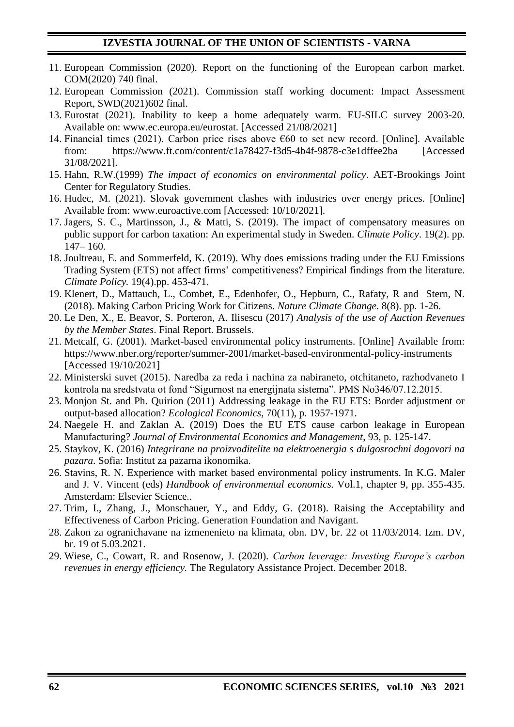11. European Commission (2020). Report on the functioning of the European carbon market. COM(2020) 740 final.
12. European Commission (2021). Commission staff working document: Impact Assessment Report, SWD(2021)602 final.
13. Eurostat (2021). Inability to keep a home adequately warm. EU-SILC survey 2003-20. Available on: www.ec.europa.eu/eurostat. [Accessed 21/08/2021]
14. Financial times (2021). Carbon price rises above €60 to set new record. [Online]. Available from: https://www.ft.com/content/c1a78427-f3d5-4b4f-9878-c3e1dffee2ba [Accessed 31/08/2021].
15. Hahn, R.W.(1999) *The impact of economics on environmental policy*. AET-Brookings Joint Center for Regulatory Studies.
16. Hudec, M. (2021). Slovak government clashes with industries over energy prices. [Online] Available from: www.euroactive.com [Accessed: 10/10/2021].
17. Jagers, S. C., Martinsson, J., & Matti, S. (2019). The impact of compensatory measures on public support for carbon taxation: An experimental study in Sweden. *Climate Policy*. 19(2). pp. 147– 160.
18. Joultreau, E. and Sommerfeld, K. (2019). Why does emissions trading under the EU Emissions Trading System (ETS) not affect firms' competitiveness? Empirical findings from the literature. *Climate Policy.* 19(4).pp. 453-471.
19. Klenert, D., Mattauch, L., Combet, E., Edenhofer, O., Hepburn, C., Rafaty, R and Stern, N. (2018). Making Carbon Pricing Work for Citizens. *Nature Climate Change.* 8(8). pp. 1-26.
20. Le Den, X., E. Beavor, S. Porteron, A. Ilisescu (2017) *Analysis of the use of Auction Revenues by the Member States*. Final Report. Brussels.
21. Metcalf, G. (2001). Market-based environmental policy instruments. [Online] Available from: https://www.nber.org/reporter/summer-2001/market-based-environmental-policy-instruments [Accessed 19/10/2021]
22. Ministerski suvet (2015). Naredba za reda i nachina za nabiraneto, otchitaneto, razhodvaneto I kontrola na sredstvata ot fond "Sigurnost na energijnata sistema". PMS No346/07.12.2015.
23. Monjon St. and Ph. Quirion (2011) Addressing leakage in the EU ETS: Border adjustment or output-based allocation? *Ecological Economics*, 70(11), p. 1957-1971.
24. Naegele H. and Zaklan A. (2019) Does the EU ETS cause carbon leakage in European Manufacturing? *Journal of Environmental Economics and Management*, 93, p. 125-147.
25. Staykov, K. (2016) *Integrirane na proizvoditelite na elektroenergia s dulgosrochni dogovori na pazara*. Sofia: Institut za pazarna ikonomika.
26. Stavins, R. N. Experience with market based environmental policy instruments. In K.G. Maler and J. V. Vincent (eds) *Handbook of environmental economics.* Vol.1, chapter 9, pp. 355-435. Amsterdam: Elsevier Science..
27. Trim, I., Zhang, J., Monschauer, Y., and Eddy, G. (2018). Raising the Acceptability and Effectiveness of Carbon Pricing. Generation Foundation and Navigant.
28. Zakon za ogranichavane na izmenenieto na klimata, obn. DV, br. 22 ot 11/03/2014. Izm. DV, br. 19 ot 5.03.2021.
29. Wiese, C., Cowart, R. and Rosenow, J. (2020). *Carbon leverage: Investing Europe's carbon revenues in energy efficiency.* The Regulatory Assistance Project. December 2018.